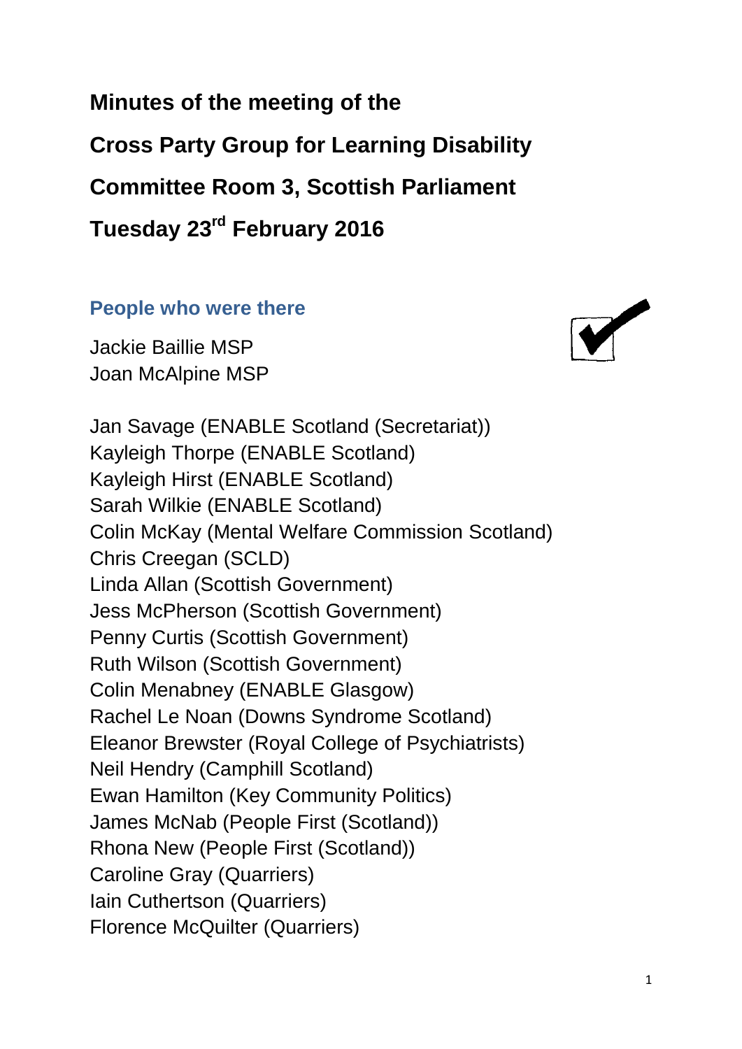# Minutes of the meeting of the Cross Party Group for Learning Disability

**Committee Room 3, Scottish Parliament**

**Tuesday 23rd February 2016**

## People who were there

Jackie Baillie MSP
Joan McAlpine MSP

Jan Savage (ENABLE Scotland (Secretariat))
Kayleigh Thorpe (ENABLE Scotland)
Kayleigh Hirst (ENABLE Scotland)
Sarah Wilkie (ENABLE Scotland)
Colin McKay (Mental Welfare Commission Scotland)
Chris Creegan (SCLD)
Linda Allan (Scottish Government)
Jess McPherson (Scottish Government)
Penny Curtis (Scottish Government)
Ruth Wilson (Scottish Government)
Colin Menabney (ENABLE Glasgow)
Rachel Le Noan (Downs Syndrome Scotland)
Eleanor Brewster (Royal College of Psychiatrists)
Neil Hendry (Camphill Scotland)
Ewan Hamilton (Key Community Politics)
James McNab (People First (Scotland))
Rhona New (People First (Scotland))
Caroline Gray (Quarriers)
Iain Cuthertson (Quarriers)
Florence McQuilter (Quarriers)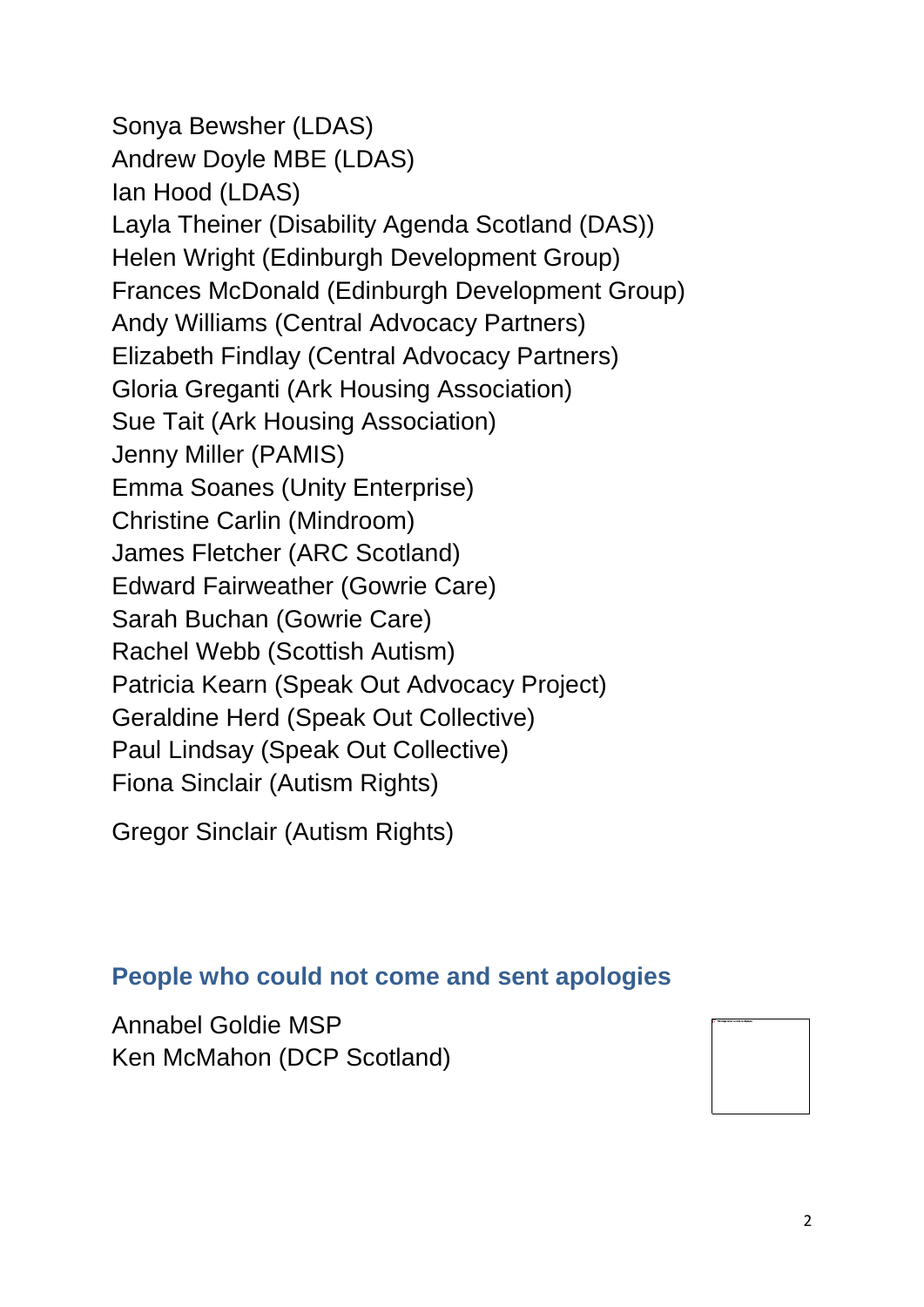Sonya Bewsher (LDAS)
Andrew Doyle MBE (LDAS)
Ian Hood (LDAS)
Layla Theiner (Disability Agenda Scotland (DAS))
Helen Wright (Edinburgh Development Group)
Frances McDonald (Edinburgh Development Group)
Andy Williams (Central Advocacy Partners)
Elizabeth Findlay (Central Advocacy Partners)
Gloria Greganti (Ark Housing Association)
Sue Tait (Ark Housing Association)
Jenny Miller (PAMIS)
Emma Soanes (Unity Enterprise)
Christine Carlin (Mindroom)
James Fletcher (ARC Scotland)
Edward Fairweather (Gowrie Care)
Sarah Buchan (Gowrie Care)
Rachel Webb (Scottish Autism)
Patricia Kearn (Speak Out Advocacy Project)
Geraldine Herd (Speak Out Collective)
Paul Lindsay (Speak Out Collective)
Fiona Sinclair (Autism Rights)

Gregor Sinclair (Autism Rights)

## People who could not come and sent apologies

Annabel Goldie MSP
Ken McMahon (DCP Scotland)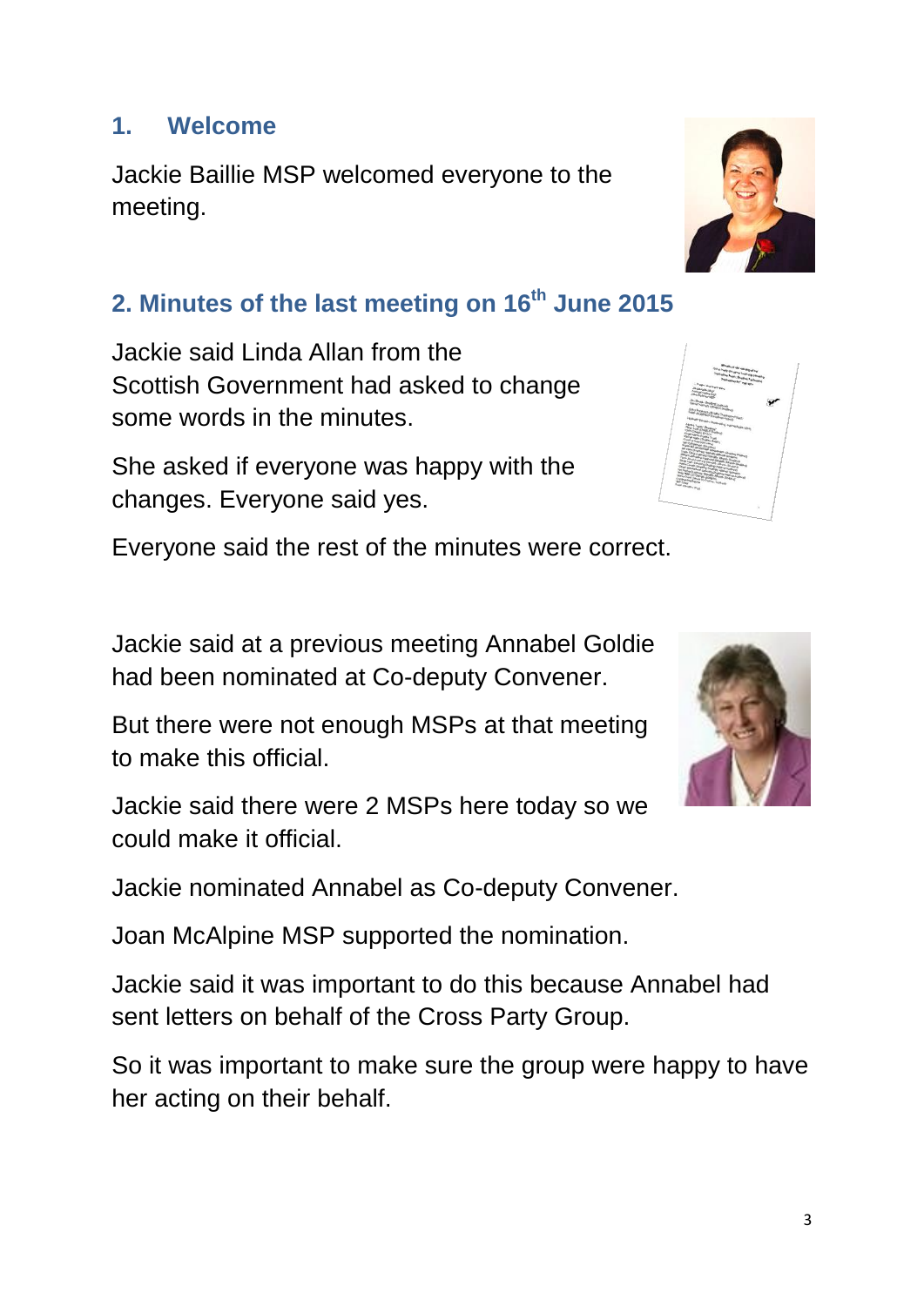## 1. Welcome

Jackie Baillie MSP welcomed everyone to the meeting.

## 2. Minutes of the last meeting on 16th June 2015

Jackie said Linda Allan from the Scottish Government had asked to change some words in the minutes.

She asked if everyone was happy with the changes. Everyone said yes.

Everyone said the rest of the minutes were correct.

Jackie said at a previous meeting Annabel Goldie had been nominated at Co-deputy Convener.

But there were not enough MSPs at that meeting to make this official.

Jackie said there were 2 MSPs here today so we could make it official.

Jackie nominated Annabel as Co-deputy Convener.

Joan McAlpine MSP supported the nomination.

Jackie said it was important to do this because Annabel had sent letters on behalf of the Cross Party Group.

So it was important to make sure the group were happy to have her acting on their behalf.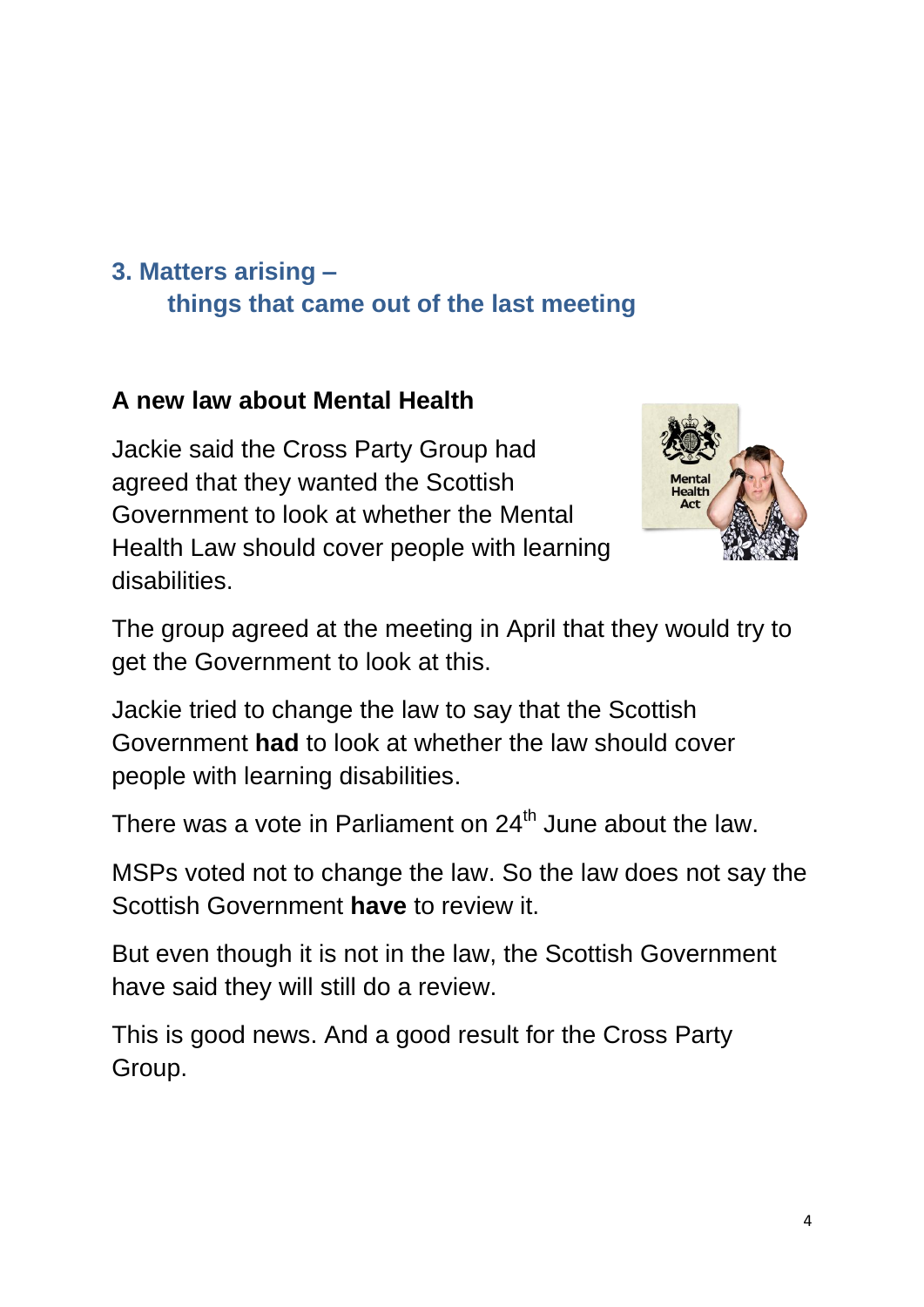## 3. Matters arising – things that came out of the last meeting

### A new law about Mental Health

Jackie said the Cross Party Group had agreed that they wanted the Scottish Government to look at whether the Mental Health Law should cover people with learning disabilities.

The group agreed at the meeting in April that they would try to get the Government to look at this.

Jackie tried to change the law to say that the Scottish Government **had** to look at whether the law should cover people with learning disabilities.

There was a vote in Parliament on 24th June about the law.

MSPs voted not to change the law. So the law does not say the Scottish Government **have** to review it.

But even though it is not in the law, the Scottish Government have said they will still do a review.

This is good news. And a good result for the Cross Party Group.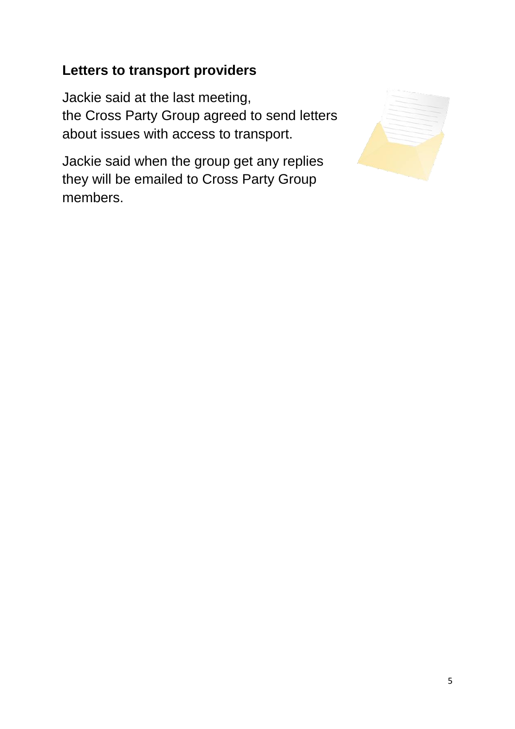## Letters to transport providers

Jackie said at the last meeting,
the Cross Party Group agreed to send letters about issues with access to transport.

Jackie said when the group get any replies they will be emailed to Cross Party Group members.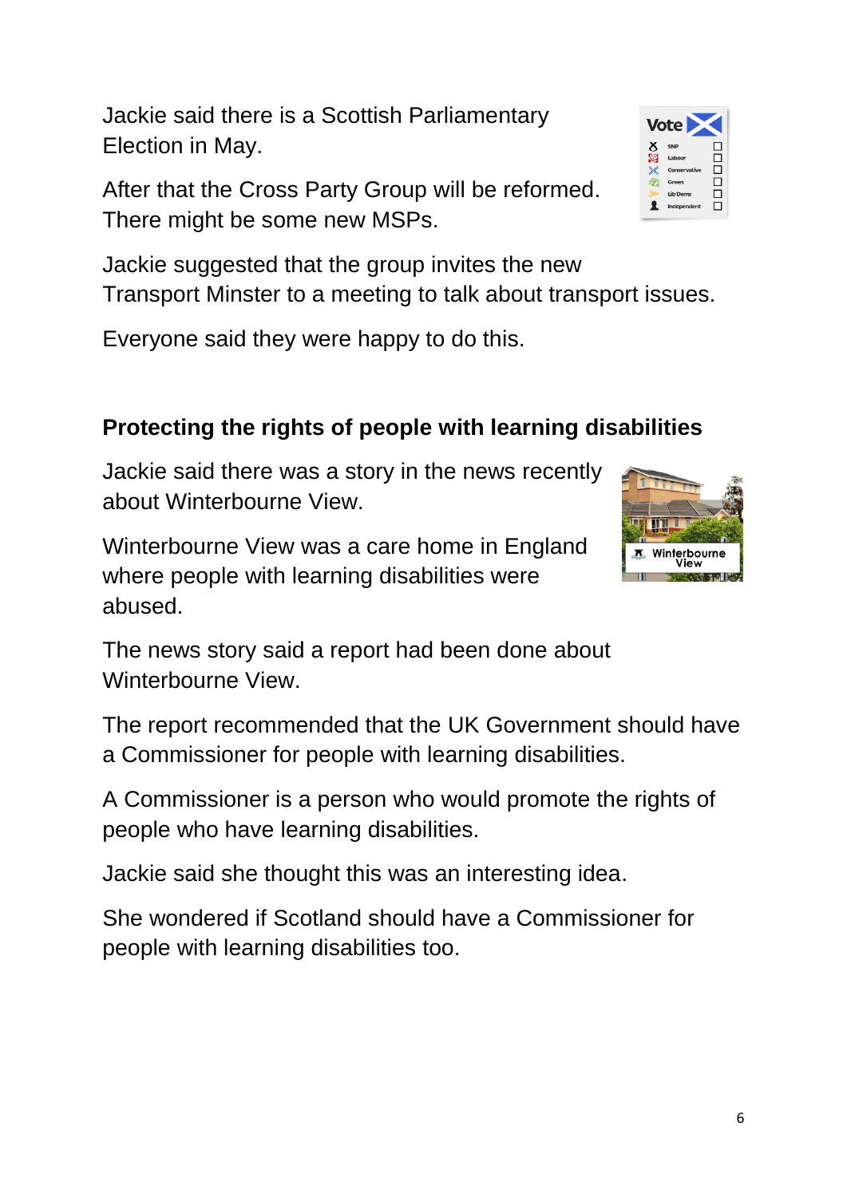Jackie said there is a Scottish Parliamentary Election in May.

After that the Cross Party Group will be reformed. There might be some new MSPs.

Jackie suggested that the group invites the new Transport Minster to a meeting to talk about transport issues.

Everyone said they were happy to do this.

**Protecting the rights of people with learning disabilities**

Jackie said there was a story in the news recently about Winterbourne View.

Winterbourne View was a care home in England where people with learning disabilities were abused.

The news story said a report had been done about Winterbourne View.

The report recommended that the UK Government should have a Commissioner for people with learning disabilities.

A Commissioner is a person who would promote the rights of people who have learning disabilities.

Jackie said she thought this was an interesting idea.

She wondered if Scotland should have a Commissioner for people with learning disabilities too.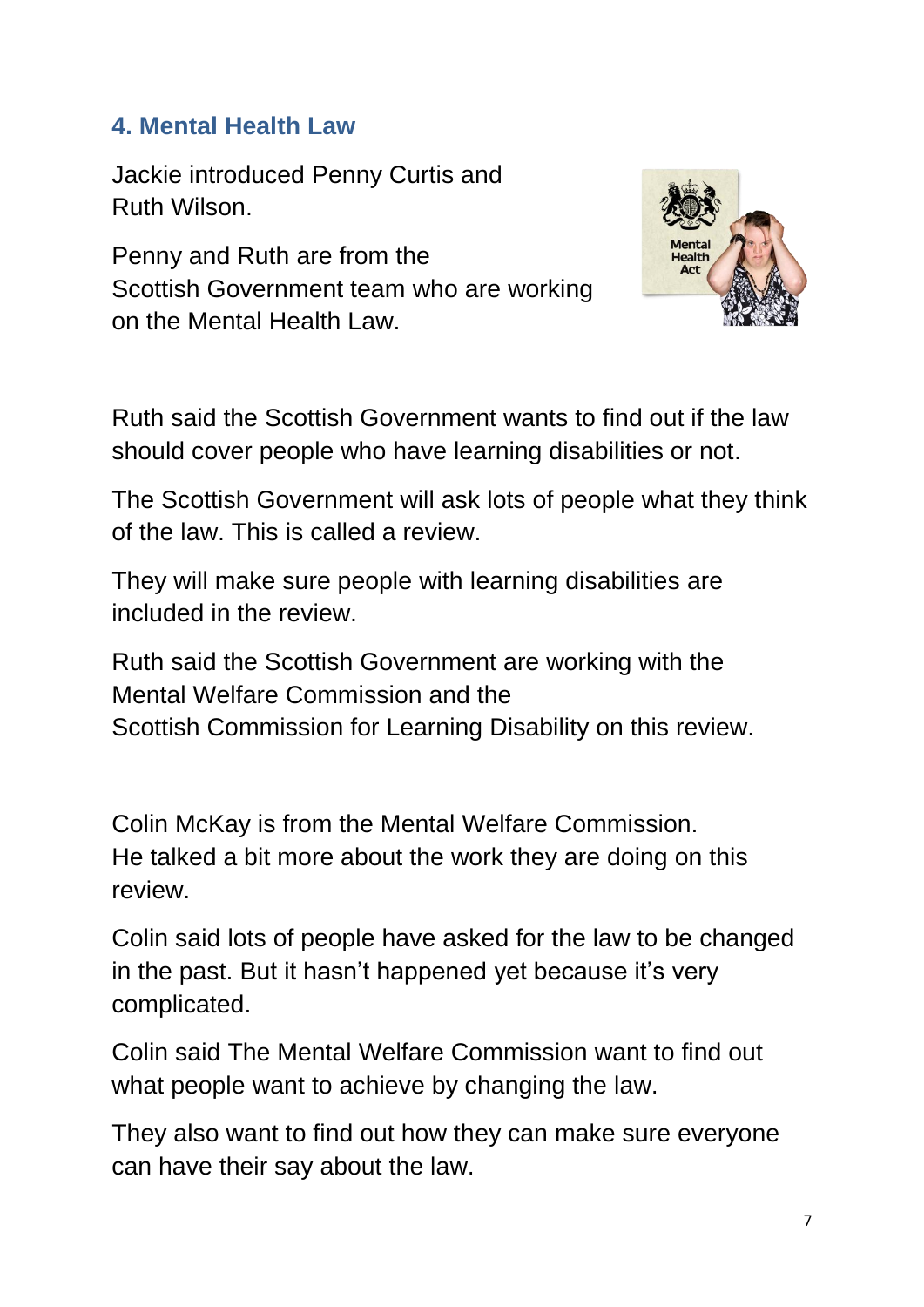## 4. Mental Health Law

Jackie introduced Penny Curtis and Ruth Wilson.

Penny and Ruth are from the Scottish Government team who are working on the Mental Health Law.

Ruth said the Scottish Government wants to find out if the law should cover people who have learning disabilities or not.

The Scottish Government will ask lots of people what they think of the law. This is called a review.

They will make sure people with learning disabilities are included in the review.

Ruth said the Scottish Government are working with the Mental Welfare Commission and the Scottish Commission for Learning Disability on this review.

Colin McKay is from the Mental Welfare Commission. He talked a bit more about the work they are doing on this review.

Colin said lots of people have asked for the law to be changed in the past. But it hasn't happened yet because it's very complicated.

Colin said The Mental Welfare Commission want to find out what people want to achieve by changing the law.

They also want to find out how they can make sure everyone can have their say about the law.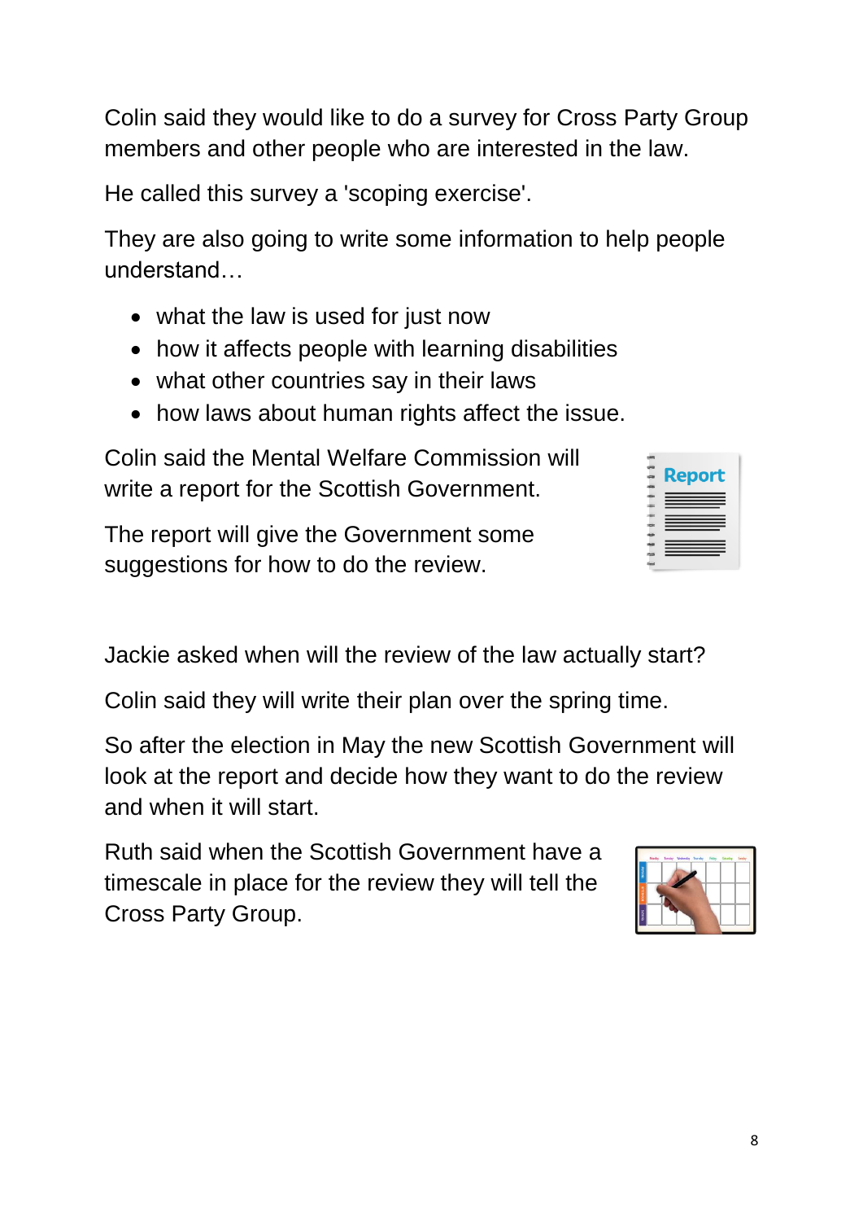Colin said they would like to do a survey for Cross Party Group members and other people who are interested in the law.

He called this survey a 'scoping exercise'.

They are also going to write some information to help people understand…

- what the law is used for just now
- how it affects people with learning disabilities
- what other countries say in their laws
- how laws about human rights affect the issue.

Colin said the Mental Welfare Commission will write a report for the Scottish Government.

The report will give the Government some suggestions for how to do the review.

Jackie asked when will the review of the law actually start?

Colin said they will write their plan over the spring time.

So after the election in May the new Scottish Government will look at the report and decide how they want to do the review and when it will start.

Ruth said when the Scottish Government have a timescale in place for the review they will tell the Cross Party Group.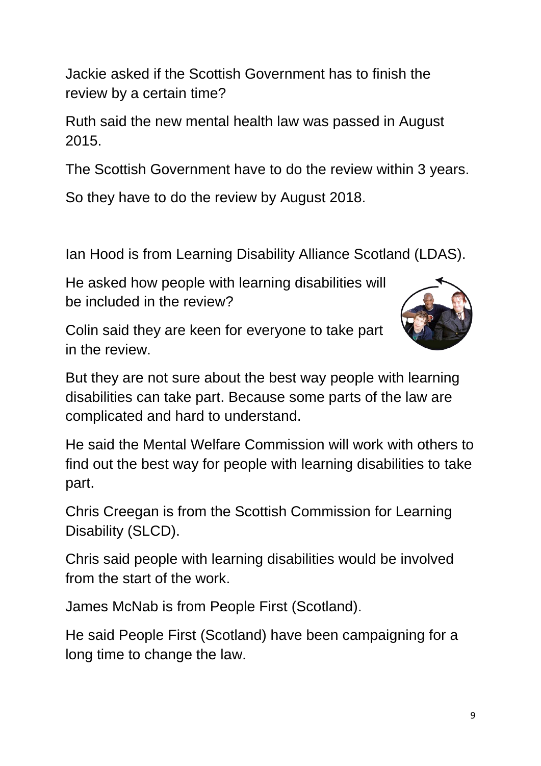Jackie asked if the Scottish Government has to finish the review by a certain time?

Ruth said the new mental health law was passed in August 2015.

The Scottish Government have to do the review within 3 years.

So they have to do the review by August 2018.

Ian Hood is from Learning Disability Alliance Scotland (LDAS).

He asked how people with learning disabilities will be included in the review?

Colin said they are keen for everyone to take part in the review.

But they are not sure about the best way people with learning disabilities can take part. Because some parts of the law are complicated and hard to understand.

He said the Mental Welfare Commission will work with others to find out the best way for people with learning disabilities to take part.

Chris Creegan is from the Scottish Commission for Learning Disability (SLCD).

Chris said people with learning disabilities would be involved from the start of the work.

James McNab is from People First (Scotland).

He said People First (Scotland) have been campaigning for a long time to change the law.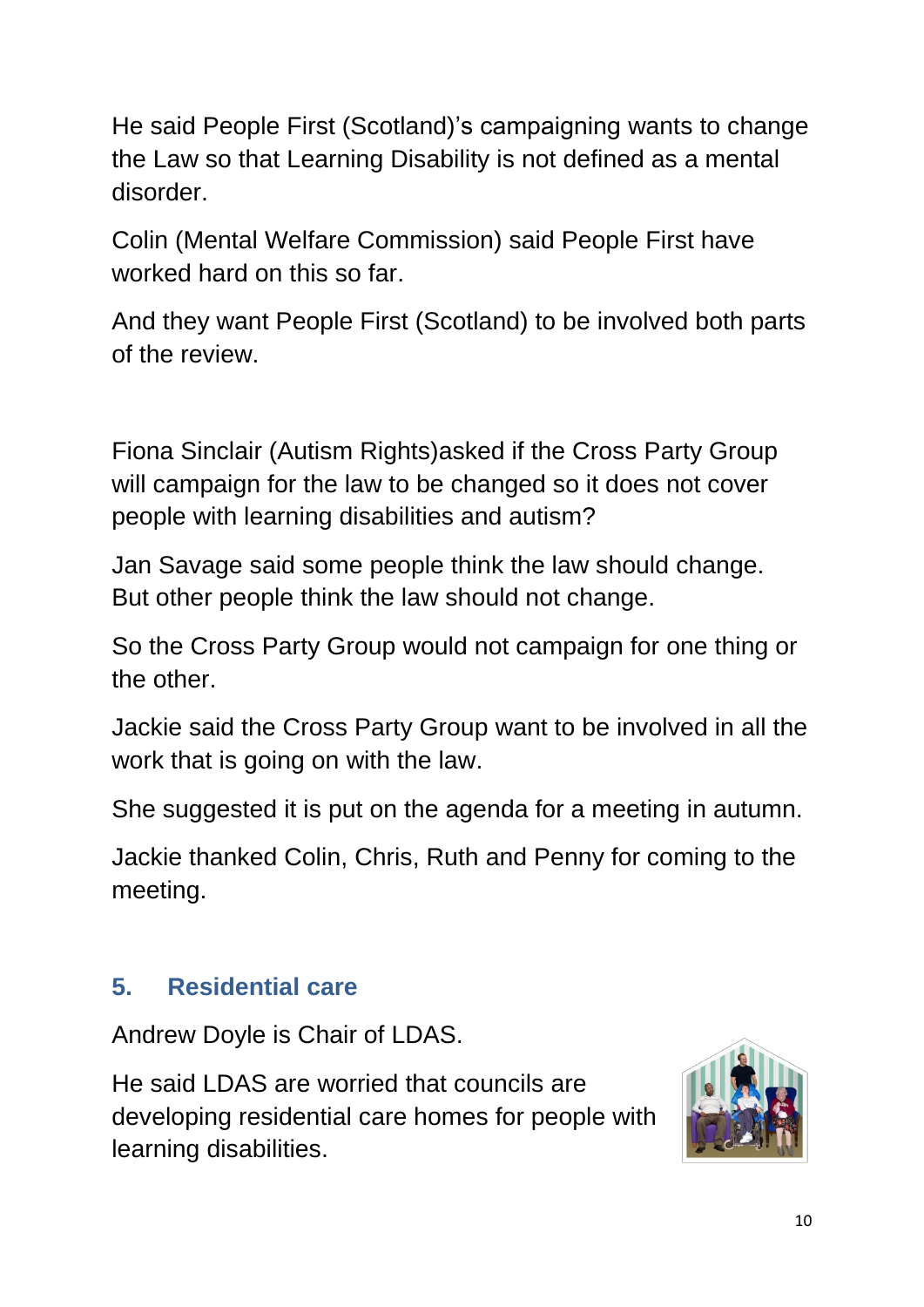He said People First (Scotland)'s campaigning wants to change the Law so that Learning Disability is not defined as a mental disorder.

Colin (Mental Welfare Commission) said People First have worked hard on this so far.

And they want People First (Scotland) to be involved both parts of the review.

Fiona Sinclair (Autism Rights)asked if the Cross Party Group will campaign for the law to be changed so it does not cover people with learning disabilities and autism?

Jan Savage said some people think the law should change. But other people think the law should not change.

So the Cross Party Group would not campaign for one thing or the other.

Jackie said the Cross Party Group want to be involved in all the work that is going on with the law.

She suggested it is put on the agenda for a meeting in autumn.

Jackie thanked Colin, Chris, Ruth and Penny for coming to the meeting.

## 5. Residential care

Andrew Doyle is Chair of LDAS.

He said LDAS are worried that councils are developing residential care homes for people with learning disabilities.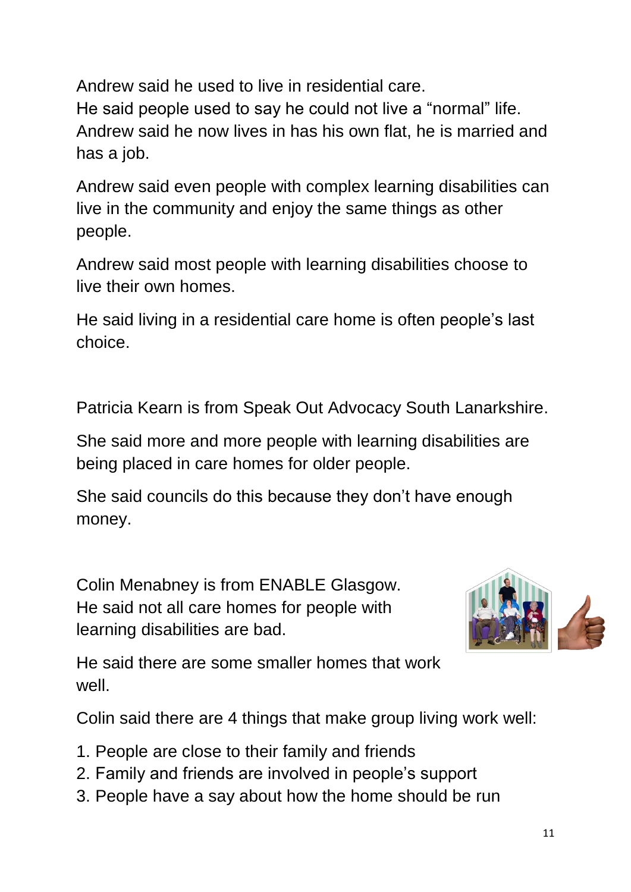Andrew said he used to live in residential care.
He said people used to say he could not live a "normal" life.
Andrew said he now lives in has his own flat, he is married and has a job.

Andrew said even people with complex learning disabilities can live in the community and enjoy the same things as other people.

Andrew said most people with learning disabilities choose to live their own homes.

He said living in a residential care home is often people's last choice.

Patricia Kearn is from Speak Out Advocacy South Lanarkshire.

She said more and more people with learning disabilities are being placed in care homes for older people.

She said councils do this because they don't have enough money.

Colin Menabney is from ENABLE Glasgow.
He said not all care homes for people with learning disabilities are bad.

He said there are some smaller homes that work well.

Colin said there are 4 things that make group living work well:

1. People are close to their family and friends
2. Family and friends are involved in people's support
3. People have a say about how the home should be run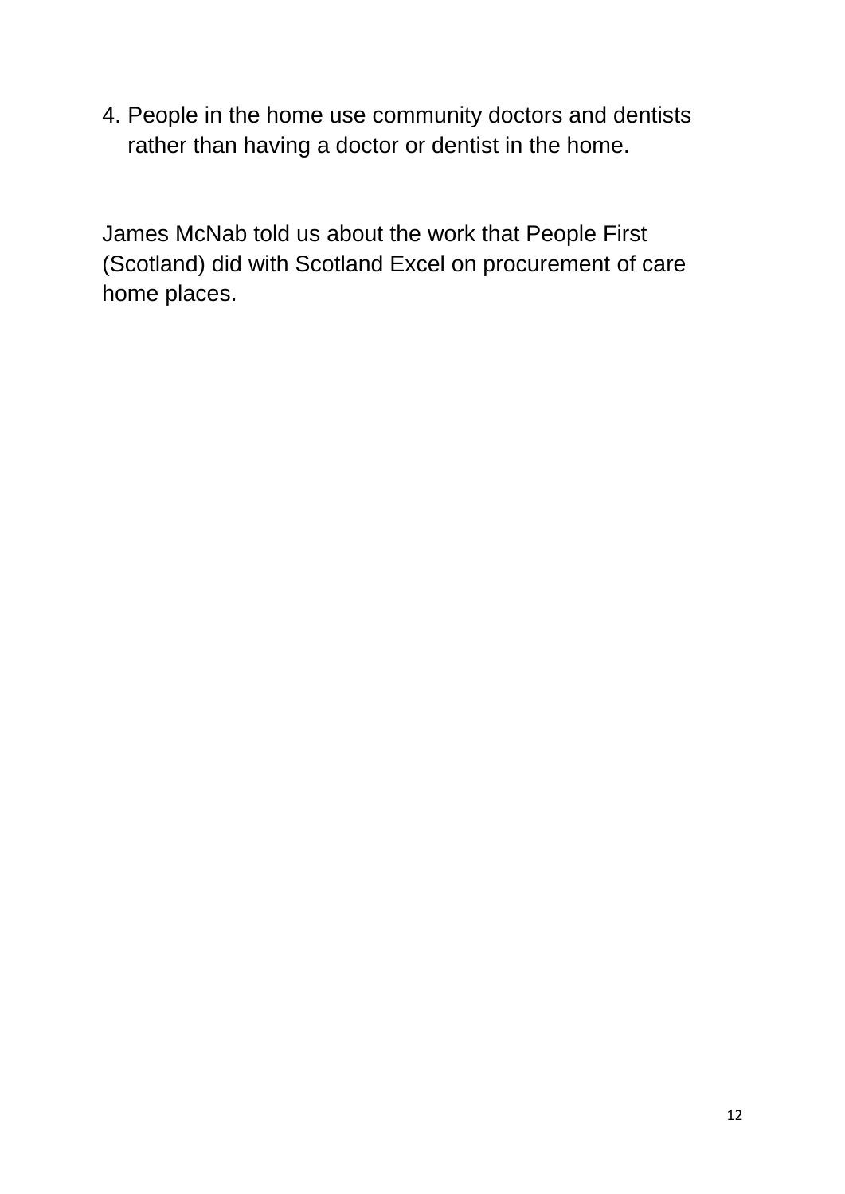4. People in the home use community doctors and dentists rather than having a doctor or dentist in the home.

James McNab told us about the work that People First (Scotland) did with Scotland Excel on procurement of care home places.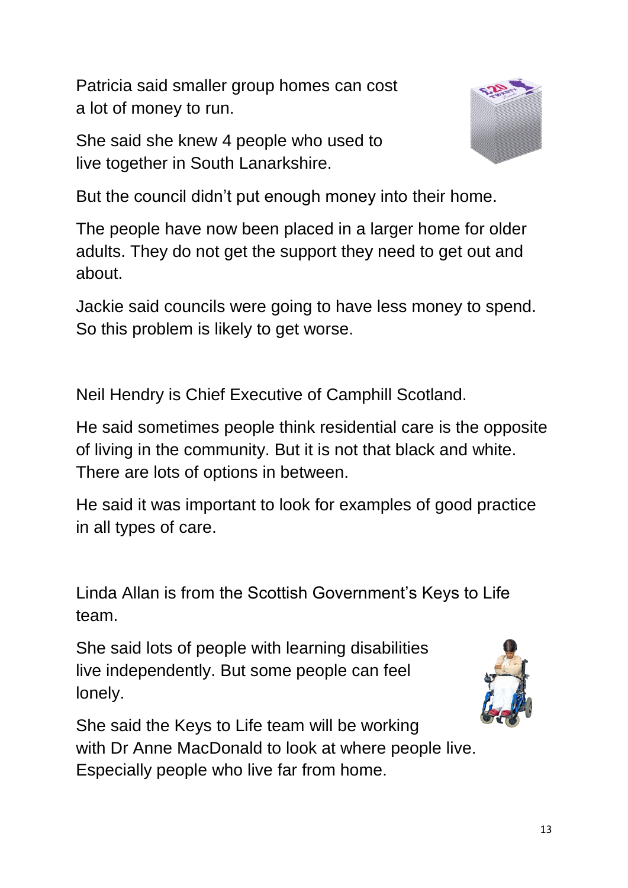Patricia said smaller group homes can cost a lot of money to run.

She said she knew 4 people who used to live together in South Lanarkshire.

But the council didn't put enough money into their home.

The people have now been placed in a larger home for older adults. They do not get the support they need to get out and about.

Jackie said councils were going to have less money to spend. So this problem is likely to get worse.

Neil Hendry is Chief Executive of Camphill Scotland.

He said sometimes people think residential care is the opposite of living in the community. But it is not that black and white. There are lots of options in between.

He said it was important to look for examples of good practice in all types of care.

Linda Allan is from the Scottish Government's Keys to Life team.

She said lots of people with learning disabilities live independently. But some people can feel lonely.

She said the Keys to Life team will be working with Dr Anne MacDonald to look at where people live. Especially people who live far from home.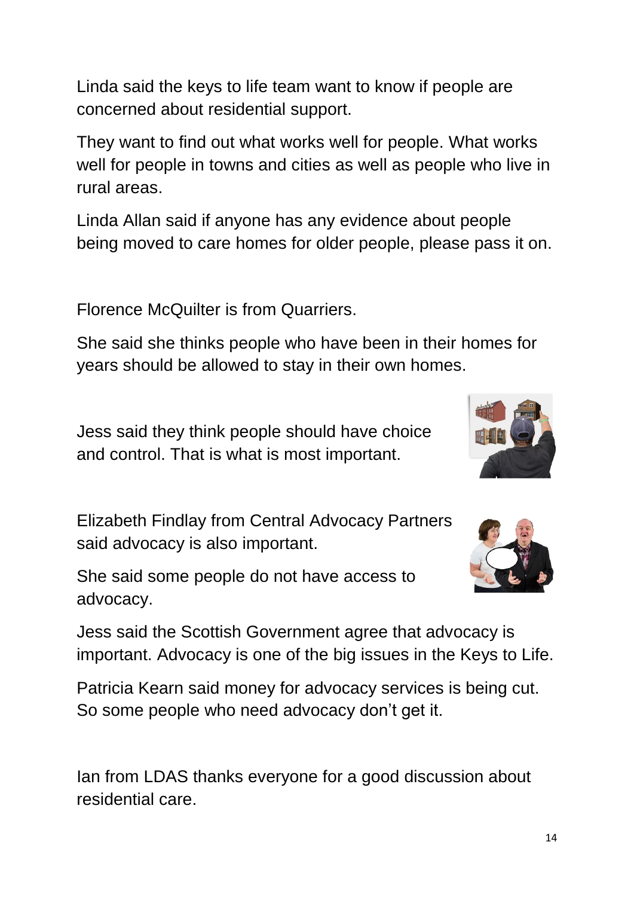Linda said the keys to life team want to know if people are concerned about residential support.

They want to find out what works well for people. What works well for people in towns and cities as well as people who live in rural areas.

Linda Allan said if anyone has any evidence about people being moved to care homes for older people, please pass it on.

Florence McQuilter is from Quarriers.

She said she thinks people who have been in their homes for years should be allowed to stay in their own homes.

Jess said they think people should have choice and control. That is what is most important.

Elizabeth Findlay from Central Advocacy Partners said advocacy is also important.

She said some people do not have access to advocacy.

Jess said the Scottish Government agree that advocacy is important. Advocacy is one of the big issues in the Keys to Life.

Patricia Kearn said money for advocacy services is being cut. So some people who need advocacy don't get it.

Ian from LDAS thanks everyone for a good discussion about residential care.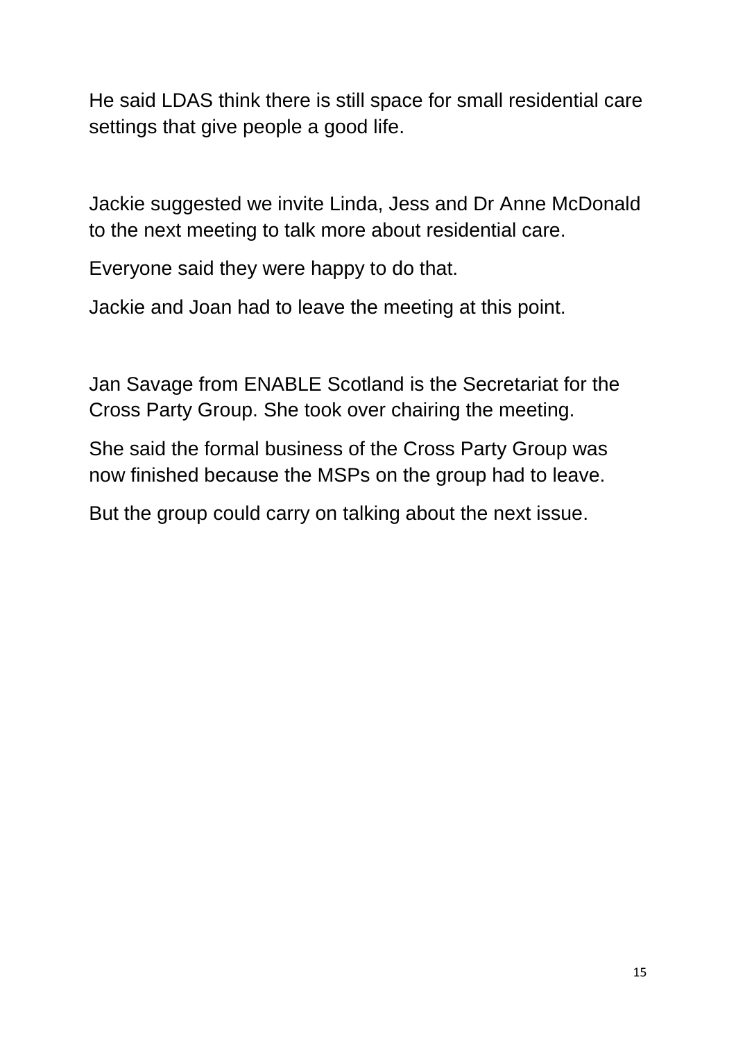He said LDAS think there is still space for small residential care settings that give people a good life.

Jackie suggested we invite Linda, Jess and Dr Anne McDonald to the next meeting to talk more about residential care.

Everyone said they were happy to do that.

Jackie and Joan had to leave the meeting at this point.

Jan Savage from ENABLE Scotland is the Secretariat for the Cross Party Group. She took over chairing the meeting.

She said the formal business of the Cross Party Group was now finished because the MSPs on the group had to leave.

But the group could carry on talking about the next issue.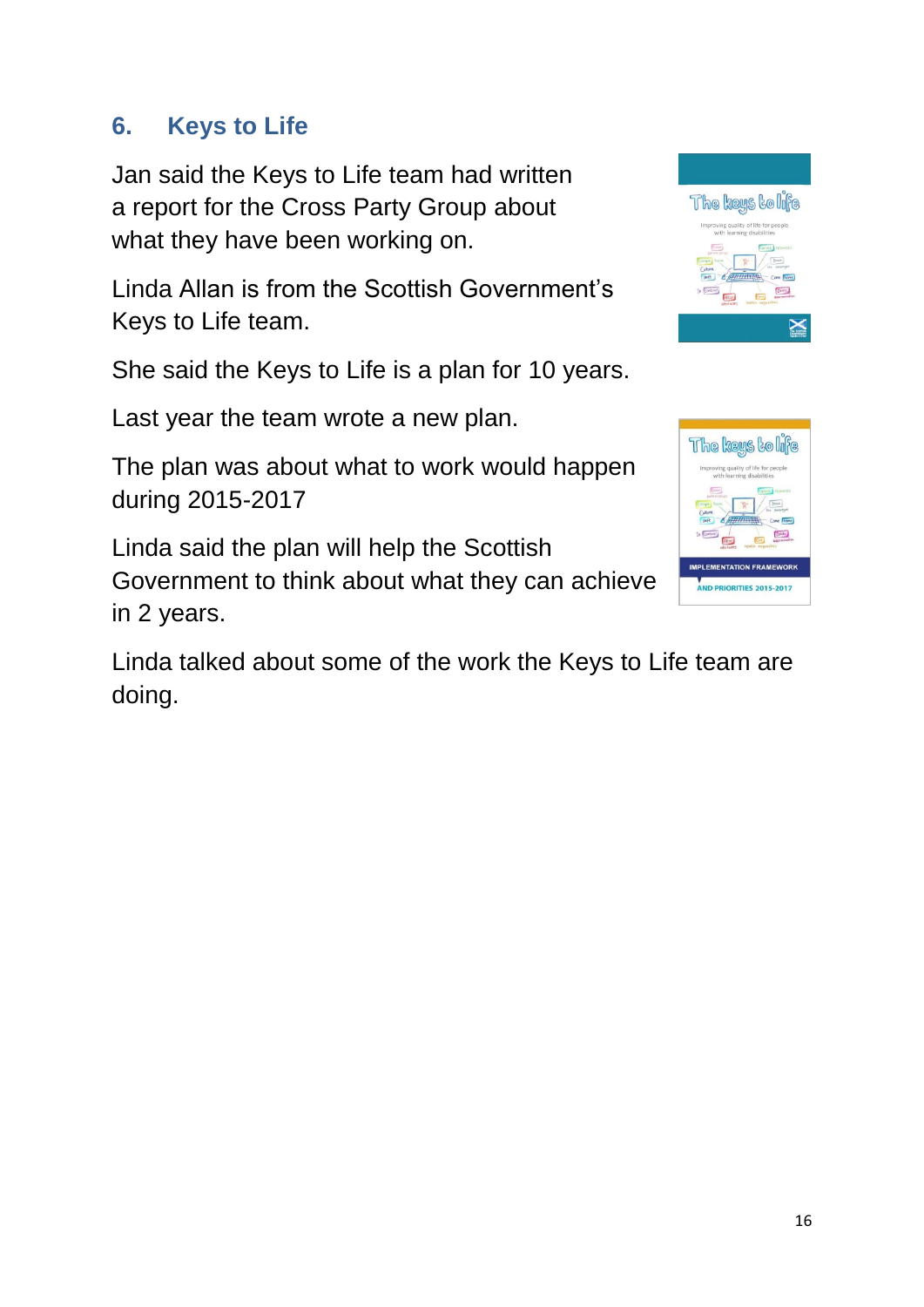## 6. Keys to Life

Jan said the Keys to Life team had written a report for the Cross Party Group about what they have been working on.

Linda Allan is from the Scottish Government's Keys to Life team.

She said the Keys to Life is a plan for 10 years.

Last year the team wrote a new plan.

The plan was about what to work would happen during 2015-2017

Linda said the plan will help the Scottish Government to think about what they can achieve in 2 years.

Linda talked about some of the work the Keys to Life team are doing.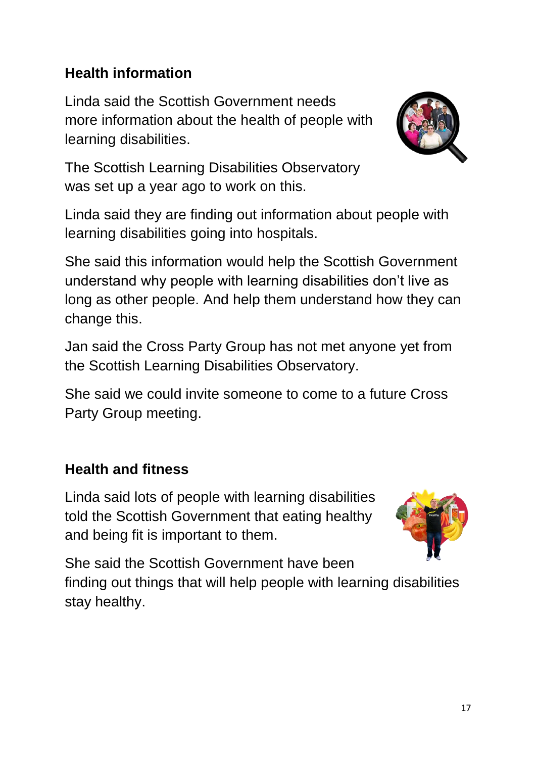## Health information

Linda said the Scottish Government needs more information about the health of people with learning disabilities.

The Scottish Learning Disabilities Observatory was set up a year ago to work on this.

Linda said they are finding out information about people with learning disabilities going into hospitals.

She said this information would help the Scottish Government understand why people with learning disabilities don't live as long as other people. And help them understand how they can change this.

Jan said the Cross Party Group has not met anyone yet from the Scottish Learning Disabilities Observatory.

She said we could invite someone to come to a future Cross Party Group meeting.

## Health and fitness

Linda said lots of people with learning disabilities told the Scottish Government that eating healthy and being fit is important to them.

She said the Scottish Government have been finding out things that will help people with learning disabilities stay healthy.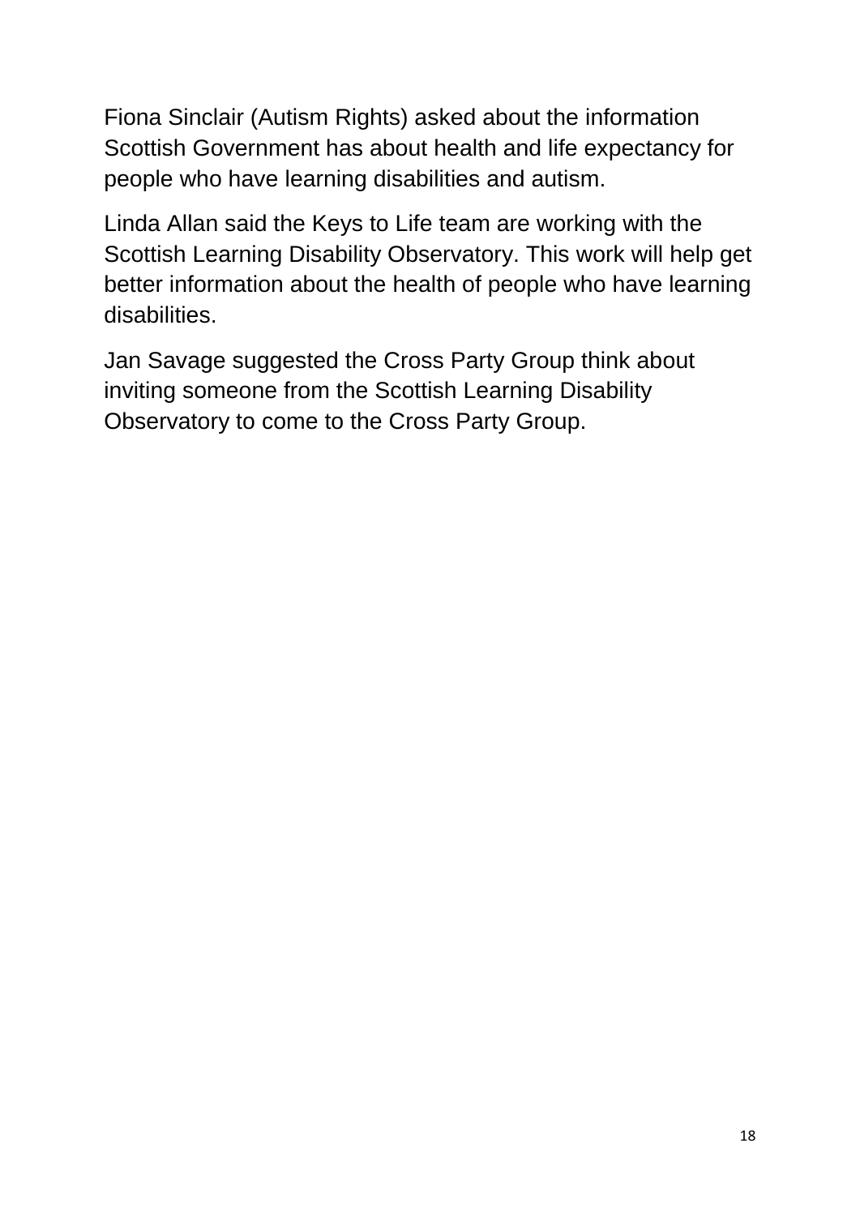Fiona Sinclair (Autism Rights) asked about the information Scottish Government has about health and life expectancy for people who have learning disabilities and autism.

Linda Allan said the Keys to Life team are working with the Scottish Learning Disability Observatory. This work will help get better information about the health of people who have learning disabilities.

Jan Savage suggested the Cross Party Group think about inviting someone from the Scottish Learning Disability Observatory to come to the Cross Party Group.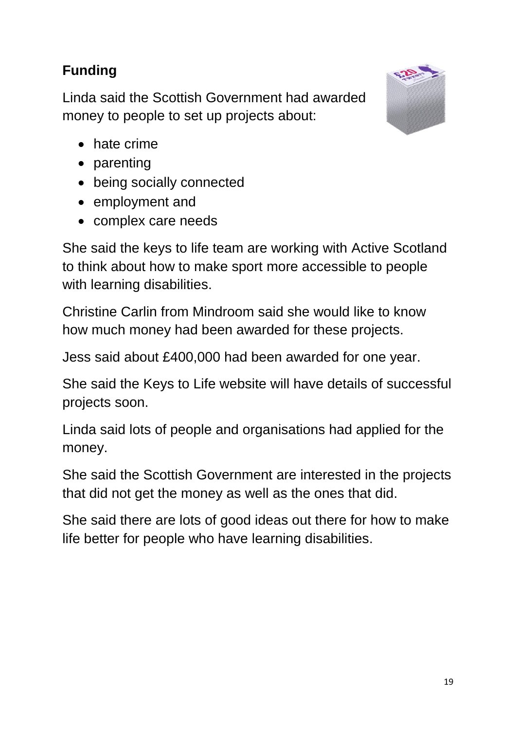## Funding

Linda said the Scottish Government had awarded money to people to set up projects about:

- hate crime
- parenting
- being socially connected
- employment and
- complex care needs

She said the keys to life team are working with Active Scotland to think about how to make sport more accessible to people with learning disabilities.

Christine Carlin from Mindroom said she would like to know how much money had been awarded for these projects.

Jess said about £400,000 had been awarded for one year.

She said the Keys to Life website will have details of successful projects soon.

Linda said lots of people and organisations had applied for the money.

She said the Scottish Government are interested in the projects that did not get the money as well as the ones that did.

She said there are lots of good ideas out there for how to make life better for people who have learning disabilities.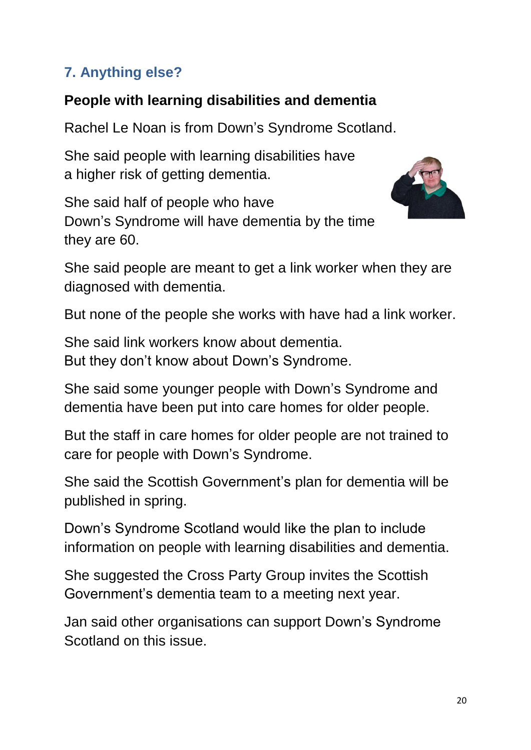## 7. Anything else?

### People with learning disabilities and dementia

Rachel Le Noan is from Down's Syndrome Scotland.

She said people with learning disabilities have a higher risk of getting dementia.

She said half of people who have Down's Syndrome will have dementia by the time they are 60.

She said people are meant to get a link worker when they are diagnosed with dementia.

But none of the people she works with have had a link worker.

She said link workers know about dementia.
But they don't know about Down's Syndrome.

She said some younger people with Down's Syndrome and dementia have been put into care homes for older people.

But the staff in care homes for older people are not trained to care for people with Down's Syndrome.

She said the Scottish Government's plan for dementia will be published in spring.

Down's Syndrome Scotland would like the plan to include information on people with learning disabilities and dementia.

She suggested the Cross Party Group invites the Scottish Government's dementia team to a meeting next year.

Jan said other organisations can support Down's Syndrome Scotland on this issue.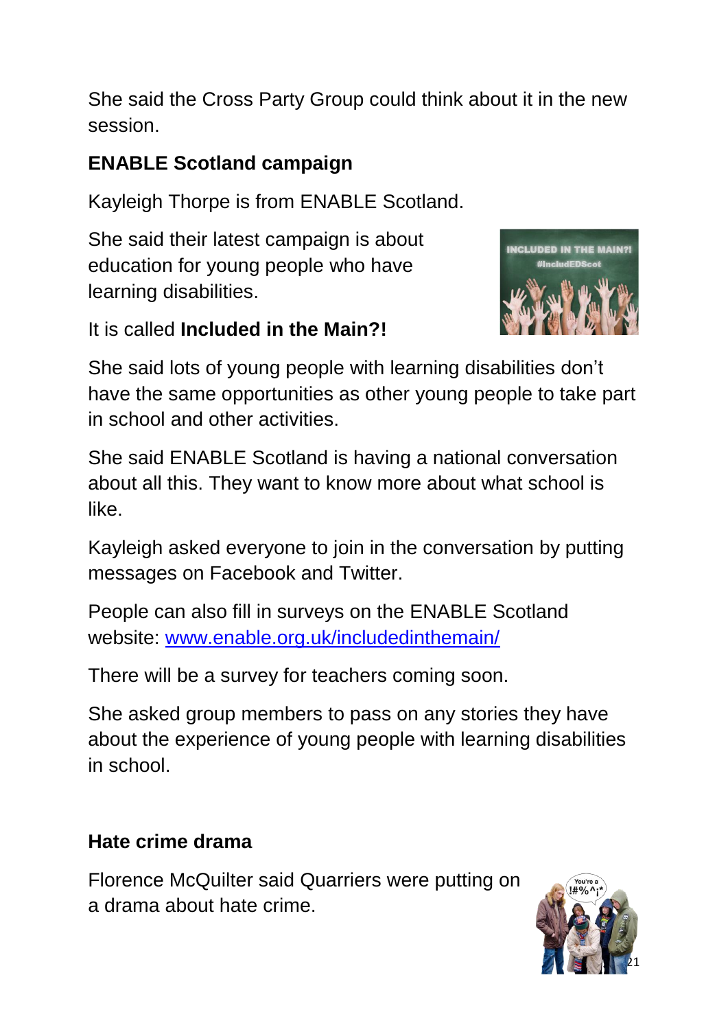She said the Cross Party Group could think about it in the new session.

## ENABLE Scotland campaign

Kayleigh Thorpe is from ENABLE Scotland.

She said their latest campaign is about education for young people who have learning disabilities.

It is called **Included in the Main?!**

She said lots of young people with learning disabilities don't have the same opportunities as other young people to take part in school and other activities.

She said ENABLE Scotland is having a national conversation about all this. They want to know more about what school is like.

Kayleigh asked everyone to join in the conversation by putting messages on Facebook and Twitter.

People can also fill in surveys on the ENABLE Scotland website: [www.enable.org.uk/includedinthemain/](http://www.enable.org.uk/includedinthemain/)

There will be a survey for teachers coming soon.

She asked group members to pass on any stories they have about the experience of young people with learning disabilities in school.

## Hate crime drama

Florence McQuilter said Quarriers were putting on a drama about hate crime.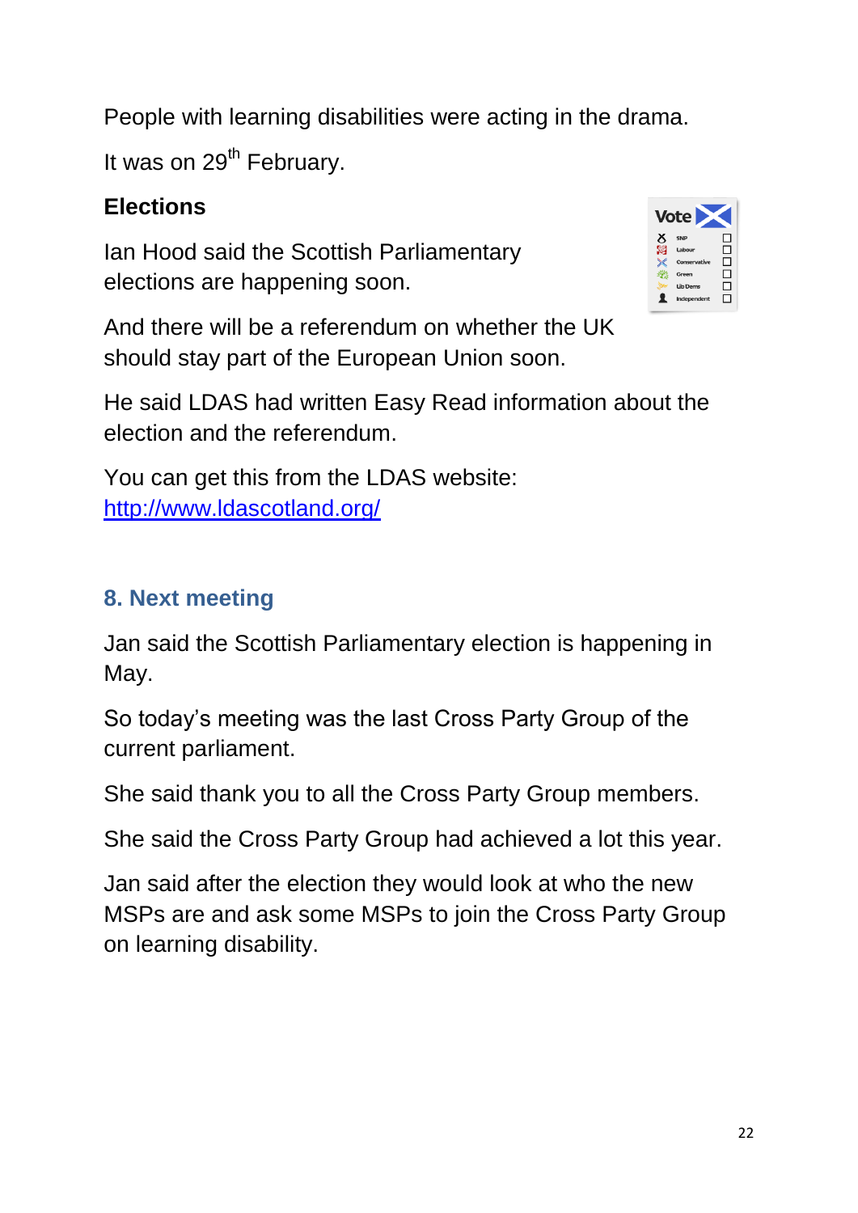People with learning disabilities were acting in the drama.

It was on 29th February.

**Elections**

Ian Hood said the Scottish Parliamentary elections are happening soon.

And there will be a referendum on whether the UK should stay part of the European Union soon.

He said LDAS had written Easy Read information about the election and the referendum.

You can get this from the LDAS website: [http://www.ldascotland.org/](http://www.ldascotland.org/)

## 8. Next meeting

Jan said the Scottish Parliamentary election is happening in May.

So today's meeting was the last Cross Party Group of the current parliament.

She said thank you to all the Cross Party Group members.

She said the Cross Party Group had achieved a lot this year.

Jan said after the election they would look at who the new MSPs are and ask some MSPs to join the Cross Party Group on learning disability.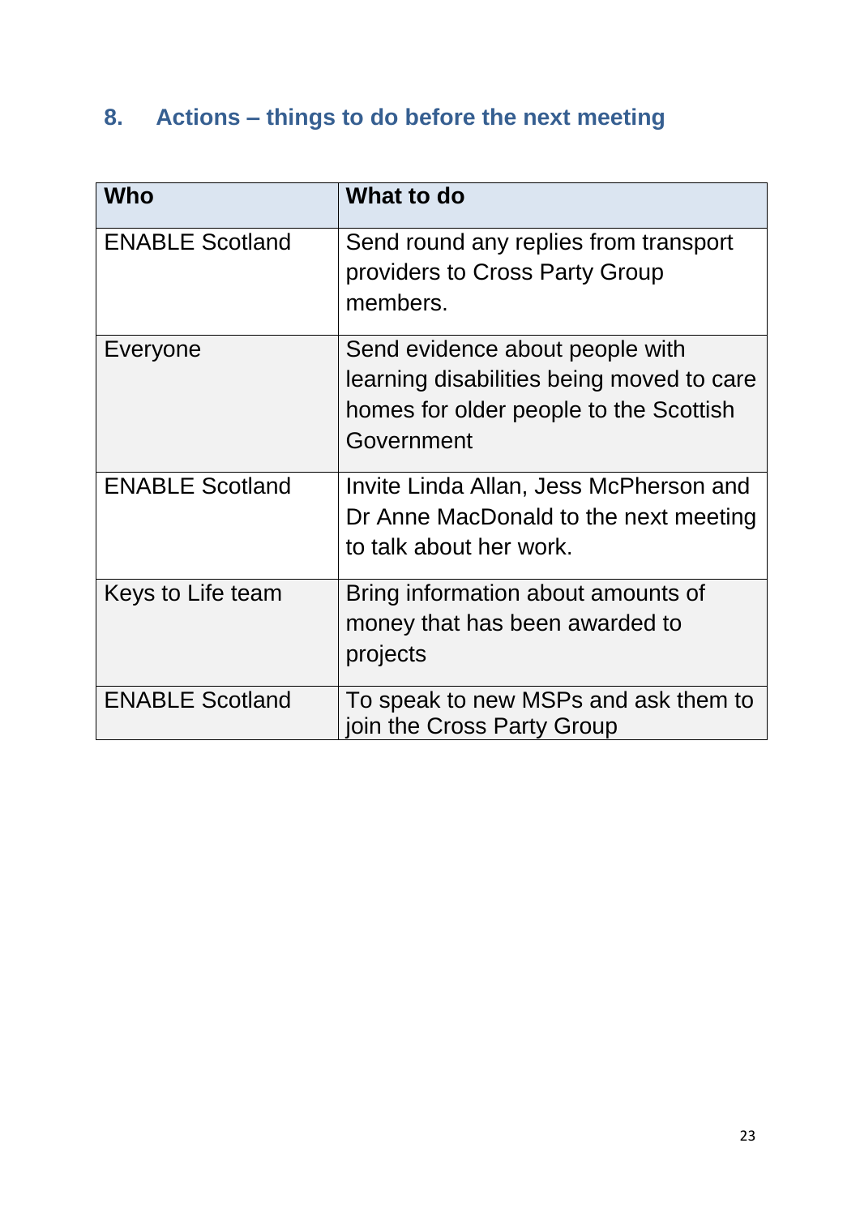## 8. Actions – things to do before the next meeting

| Who | What to do |
| --- | --- |
| ENABLE Scotland | Send round any replies from transport providers to Cross Party Group members. |
| Everyone | Send evidence about people with learning disabilities being moved to care homes for older people to the Scottish Government |
| ENABLE Scotland | Invite Linda Allan, Jess McPherson and Dr Anne MacDonald to the next meeting to talk about her work. |
| Keys to Life team | Bring information about amounts of money that has been awarded to projects |
| ENABLE Scotland | To speak to new MSPs and ask them to join the Cross Party Group |